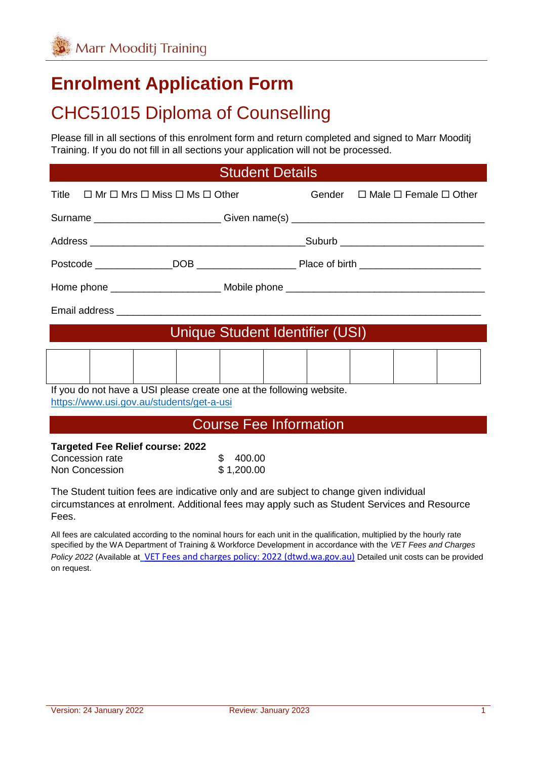Marr Mooditj Training

# Enrolment Application Form

## CHC51015 Diploma of Counselling

Please fill in all sections of this enrolment form and return completed and signed to Marr Mooditj Training. If you do not fill in all sections your application will not be processed.

### Student Details

Title ☐ Mr ☐ Mrs ☐ Miss ☐ Ms ☐ Other Gender ☐ Male ☐ Female ☐ Other

Surname ______________________ Given name(s) __________________________________

Address ______________________________________ Suburb _________________________

Postcode ______________ DOB __________________ Place of birth ______________________

Home phone ____________________ Mobile phone ___________________________________

Email address _________________________________________________________________

### Unique Student Identifier (USI)

| | | | | | | | | | |
|---|---|---|---|---|---|---|---|---|---|
| | | | | | | | | | |

If you do not have a USI please create one at the following website.
https://www.usi.gov.au/students/get-a-usi

### Course Fee Information

**Targeted Fee Relief course: 2022**

| | |
|---|---|
| Concession rate | $ 400.00 |
| Non Concession | $ 1,200.00 |

The Student tuition fees are indicative only and are subject to change given individual circumstances at enrolment. Additional fees may apply such as Student Services and Resource Fees.

All fees are calculated according to the nominal hours for each unit in the qualification, multiplied by the hourly rate specified by the WA Department of Training & Workforce Development in accordance with the *VET Fees and Charges Policy 2022* (Available at VET Fees and charges policy: 2022 (dtwd.wa.gov.au) Detailed unit costs can be provided on request.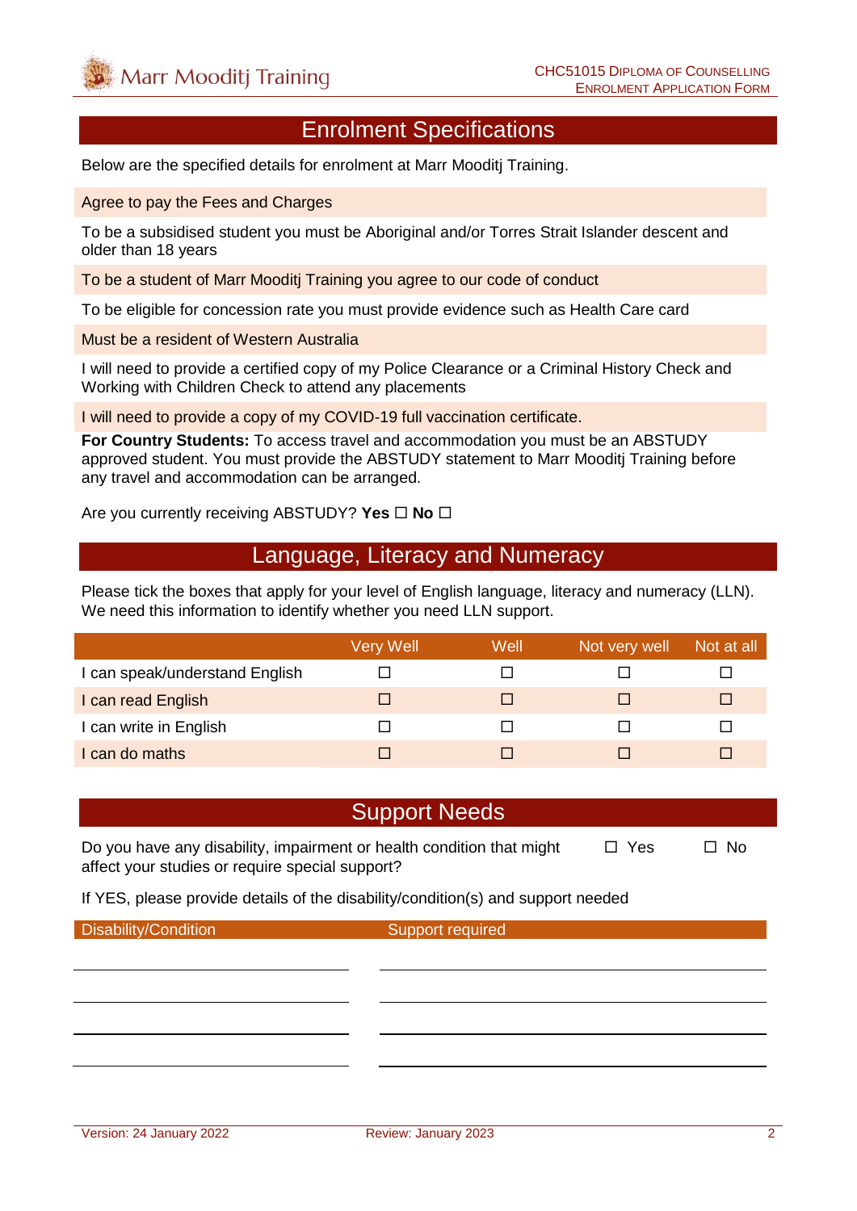## Enrolment Specifications

Below are the specified details for enrolment at Marr Mooditj Training.

Agree to pay the Fees and Charges

To be a subsidised student you must be Aboriginal and/or Torres Strait Islander descent and older than 18 years

To be a student of Marr Mooditj Training you agree to our code of conduct

To be eligible for concession rate you must provide evidence such as Health Care card

Must be a resident of Western Australia

I will need to provide a certified copy of my Police Clearance or a Criminal History Check and Working with Children Check to attend any placements

I will need to provide a copy of my COVID-19 full vaccination certificate.

**For Country Students:** To access travel and accommodation you must be an ABSTUDY approved student. You must provide the ABSTUDY statement to Marr Mooditj Training before any travel and accommodation can be arranged.

Are you currently receiving ABSTUDY? **Yes** ☐ **No** ☐

## Language, Literacy and Numeracy

Please tick the boxes that apply for your level of English language, literacy and numeracy (LLN). We need this information to identify whether you need LLN support.

| | Very Well | Well | Not very well | Not at all |
|---|---|---|---|---|
| I can speak/understand English | ☐ | ☐ | ☐ | ☐ |
| I can read English | ☐ | ☐ | ☐ | ☐ |
| I can write in English | ☐ | ☐ | ☐ | ☐ |
| I can do maths | ☐ | ☐ | ☐ | ☐ |

## Support Needs

Do you have any disability, impairment or health condition that might affect your studies or require special support? ☐ Yes ☐ No

If YES, please provide details of the disability/condition(s) and support needed

| Disability/Condition | Support required |
|---|---|
| | |
| | |
| | |
| | |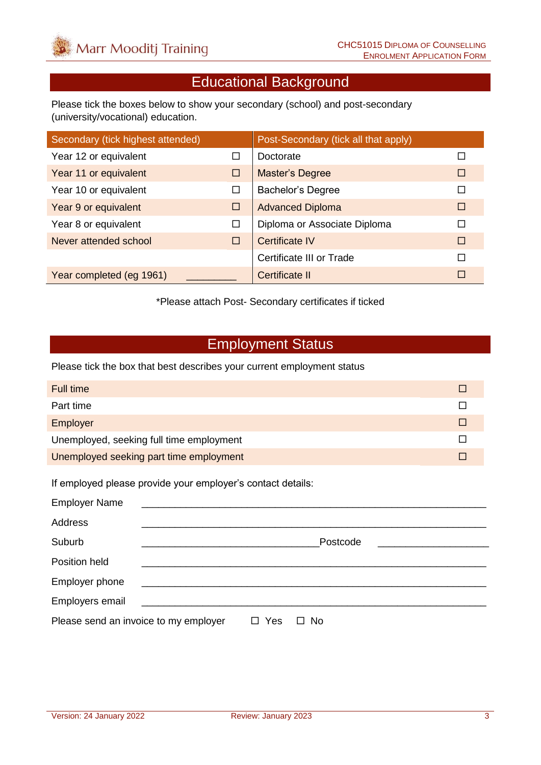## Educational Background

Please tick the boxes below to show your secondary (school) and post-secondary (university/vocational) education.

| Secondary (tick highest attended) | | Post-Secondary (tick all that apply) | |
|---|---|---|---|
| Year 12 or equivalent | ☐ | Doctorate | ☐ |
| Year 11 or equivalent | ☐ | Master's Degree | ☐ |
| Year 10 or equivalent | ☐ | Bachelor's Degree | ☐ |
| Year 9 or equivalent | ☐ | Advanced Diploma | ☐ |
| Year 8 or equivalent | ☐ | Diploma or Associate Diploma | ☐ |
| Never attended school | ☐ | Certificate IV | ☐ |
| | | Certificate III or Trade | ☐ |
| Year completed (eg 1961) | __________ | Certificate II | ☐ |

*Please attach Post- Secondary certificates if ticked

## Employment Status

Please tick the box that best describes your current employment status

| | |
|---|---|
| Full time | ☐ |
| Part time | ☐ |
| Employer | ☐ |
| Unemployed, seeking full time employment | ☐ |
| Unemployed seeking part time employment | ☐ |

If employed please provide your employer's contact details:

Employer Name ______________________________________________________________

Address ______________________________________________________________

Suburb ________________________________ Postcode ____________________

Position held ______________________________________________________________

Employer phone ______________________________________________________________

Employers email ______________________________________________________________

Please send an invoice to my employer ☐ Yes ☐ No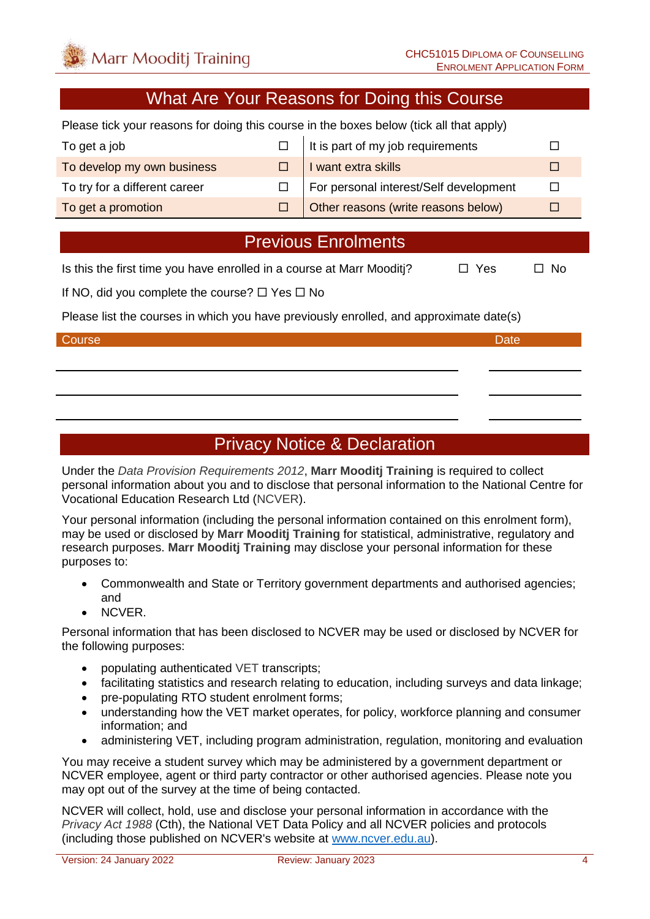## What Are Your Reasons for Doing this Course

Please tick your reasons for doing this course in the boxes below (tick all that apply)

| | | | |
|---|---|---|---|
| To get a job | ☐ | It is part of my job requirements | ☐ |
| To develop my own business | ☐ | I want extra skills | ☐ |
| To try for a different career | ☐ | For personal interest/Self development | ☐ |
| To get a promotion | ☐ | Other reasons (write reasons below) | ☐ |

## Previous Enrolments

Is this the first time you have enrolled in a course at Marr Mooditj? ☐ Yes ☐ No

If NO, did you complete the course? ☐ Yes ☐ No

Please list the courses in which you have previously enrolled, and approximate date(s)

| Course | Date |
|---|---|
| | |
| | |
| | |

## Privacy Notice & Declaration

Under the *Data Provision Requirements 2012*, **Marr Mooditj Training** is required to collect personal information about you and to disclose that personal information to the National Centre for Vocational Education Research Ltd (NCVER).

Your personal information (including the personal information contained on this enrolment form), may be used or disclosed by **Marr Mooditj Training** for statistical, administrative, regulatory and research purposes. **Marr Mooditj Training** may disclose your personal information for these purposes to:

- Commonwealth and State or Territory government departments and authorised agencies; and
- NCVER.

Personal information that has been disclosed to NCVER may be used or disclosed by NCVER for the following purposes:

- populating authenticated VET transcripts;
- facilitating statistics and research relating to education, including surveys and data linkage;
- pre-populating RTO student enrolment forms;
- understanding how the VET market operates, for policy, workforce planning and consumer information; and
- administering VET, including program administration, regulation, monitoring and evaluation

You may receive a student survey which may be administered by a government department or NCVER employee, agent or third party contractor or other authorised agencies. Please note you may opt out of the survey at the time of being contacted.

NCVER will collect, hold, use and disclose your personal information in accordance with the *Privacy Act 1988* (Cth), the National VET Data Policy and all NCVER policies and protocols (including those published on NCVER's website at www.ncver.edu.au).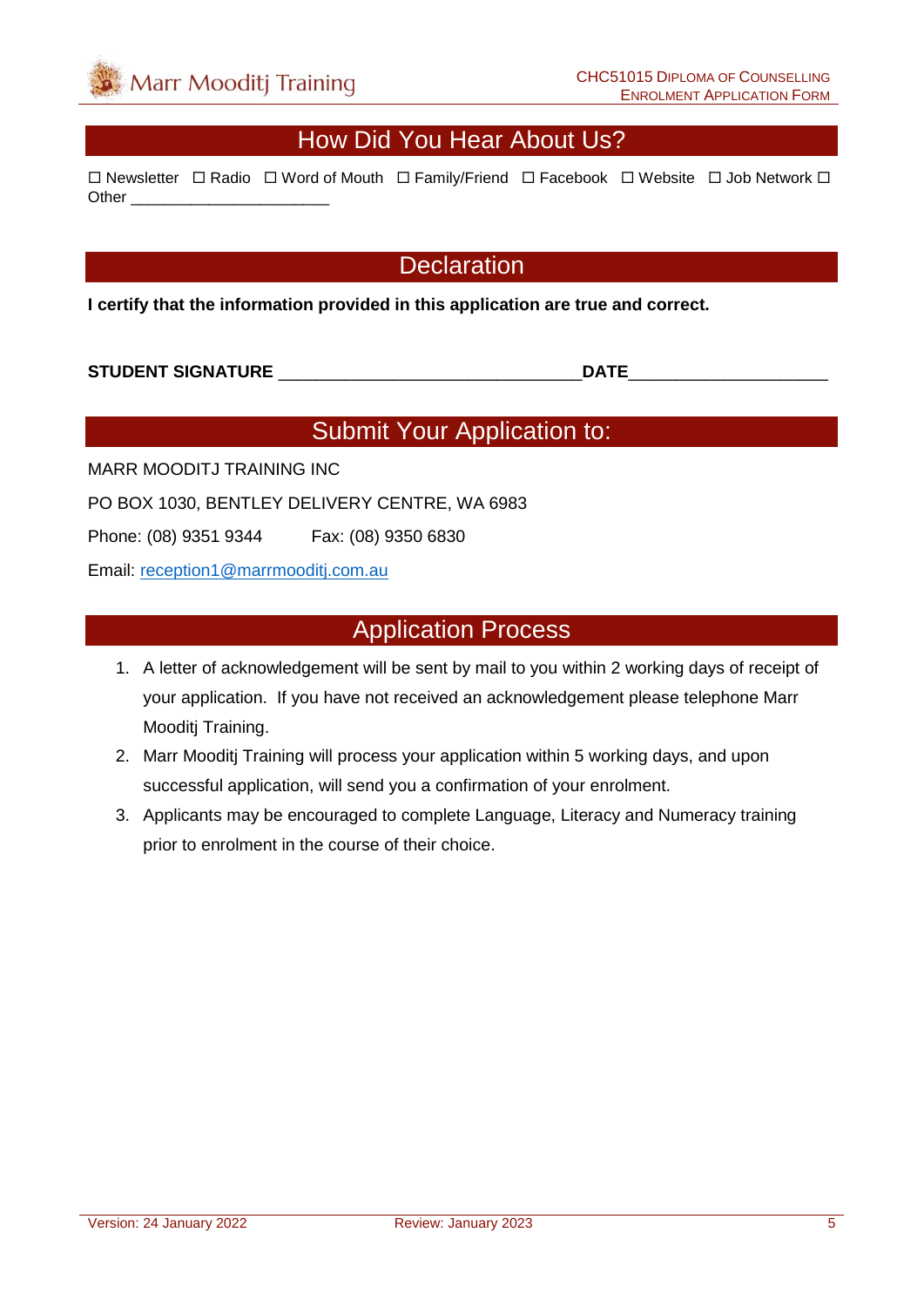## How Did You Hear About Us?

☐ Newsletter ☐ Radio ☐ Word of Mouth ☐ Family/Friend ☐ Facebook ☐ Website ☐ Job Network ☐ Other ______________________

## Declaration

**I certify that the information provided in this application are true and correct.**

**STUDENT SIGNATURE** _______________________________**DATE**____________________

## Submit Your Application to:

MARR MOODITJ TRAINING INC

PO BOX 1030, BENTLEY DELIVERY CENTRE, WA 6983

Phone: (08) 9351 9344 Fax: (08) 9350 6830

Email: reception1@marrmooditj.com.au

## Application Process

1. A letter of acknowledgement will be sent by mail to you within 2 working days of receipt of your application. If you have not received an acknowledgement please telephone Marr Mooditj Training.
2. Marr Mooditj Training will process your application within 5 working days, and upon successful application, will send you a confirmation of your enrolment.
3. Applicants may be encouraged to complete Language, Literacy and Numeracy training prior to enrolment in the course of their choice.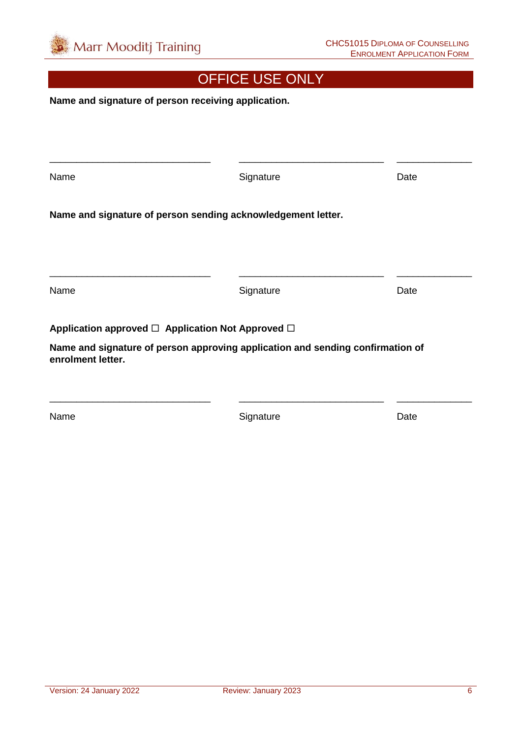# OFFICE USE ONLY

**Name and signature of person receiving application.**

_______________________________ _______________________________ _______________

Name Signature Date

**Name and signature of person sending acknowledgement letter.**

_______________________________ _______________________________ _______________

Name Signature Date

**Application approved ☐ Application Not Approved ☐**

**Name and signature of person approving application and sending confirmation of enrolment letter.**

_______________________________ _______________________________ _______________

Name Signature Date